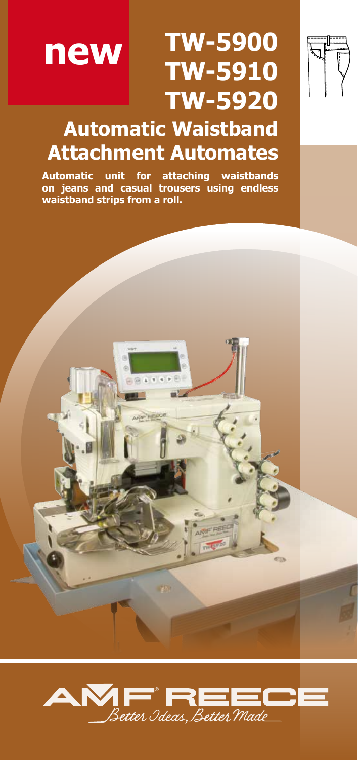**new**

# TW-5900
# TW-5910
# TW-5920

## Automatic Waistband Attachment Automates

**Automatic unit for attaching waistbands on jeans and casual trousers using endless waistband strips from a roll.**

AMF REECE

*Better Ideas, Better Made*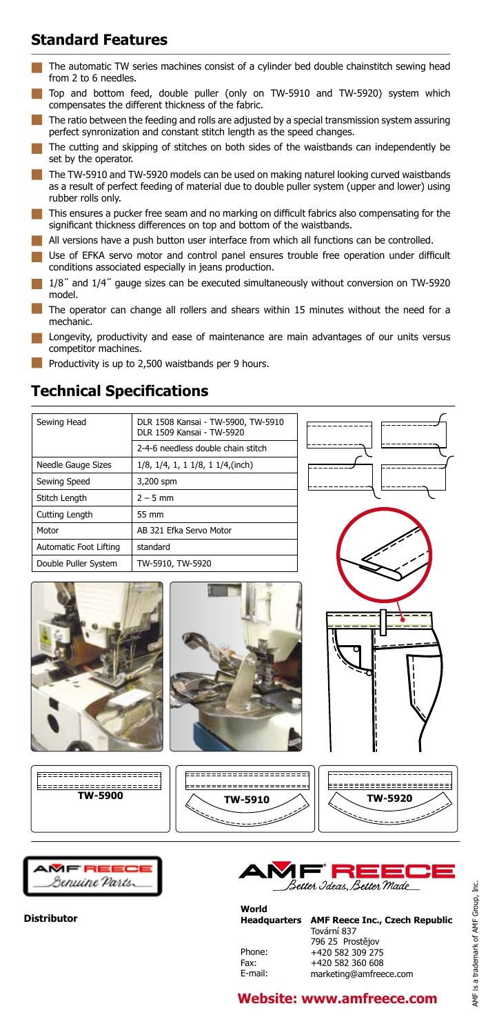## Standard Features

- The automatic TW series machines consist of a cylinder bed double chainstitch sewing head from 2 to 6 needles.
- Top and bottom feed, double puller (only on TW-5910 and TW-5920) system which compensates the different thickness of the fabric.
- The ratio between the feeding and rolls are adjusted by a special transmission system assuring perfect synronization and constant stitch length as the speed changes.
- The cutting and skipping of stitches on both sides of the waistbands can independently be set by the operator.
- The TW-5910 and TW-5920 models can be used on making naturel looking curved waistbands as a result of perfect feeding of material due to double puller system (upper and lower) using rubber rolls only.
- This ensures a pucker free seam and no marking on difficult fabrics also compensating for the significant thickness differences on top and bottom of the waistbands.
- All versions have a push button user interface from which all functions can be controlled.
- Use of EFKA servo motor and control panel ensures trouble free operation under difficult conditions associated especially in jeans production.
- 1/8˝ and 1/4˝ gauge sizes can be executed simultaneously without conversion on TW-5920 model.
- The operator can change all rollers and shears within 15 minutes without the need for a mechanic.
- Longevity, productivity and ease of maintenance are main advantages of our units versus competitor machines.
- Productivity is up to 2,500 waistbands per 9 hours.

## Technical Specifications

| | |
|---|---|
| Sewing Head | DLR 1508 Kansai - TW-5900, TW-5910<br>DLR 1509 Kansai - TW-5920 |
| | 2-4-6 needless double chain stitch |
| Needle Gauge Sizes | 1/8, 1/4, 1, 1 1/8, 1 1/4,(inch) |
| Sewing Speed | 3,200 spm |
| Stitch Length | 2 – 5 mm |
| Cutting Length | 55 mm |
| Motor | AB 321 Efka Servo Motor |
| Automatic Foot Lifting | standard |
| Double Puller System | TW-5910, TW-5920 |

TW-5900

TW-5910

TW-5920

AMF REECE Genuine Parts

**Distributor**

AMF REECE Better Ideas, Better Made

**World Headquarters** **AMF Reece Inc., Czech Republic**
Tovární 837
796 25 Prostějov

Phone: +420 582 309 275
Fax: +420 582 360 608
E-mail: marketing@amfreece.com

**Website: www.amfreece.com**

AMF is a trademark of AMF Group, Inc.